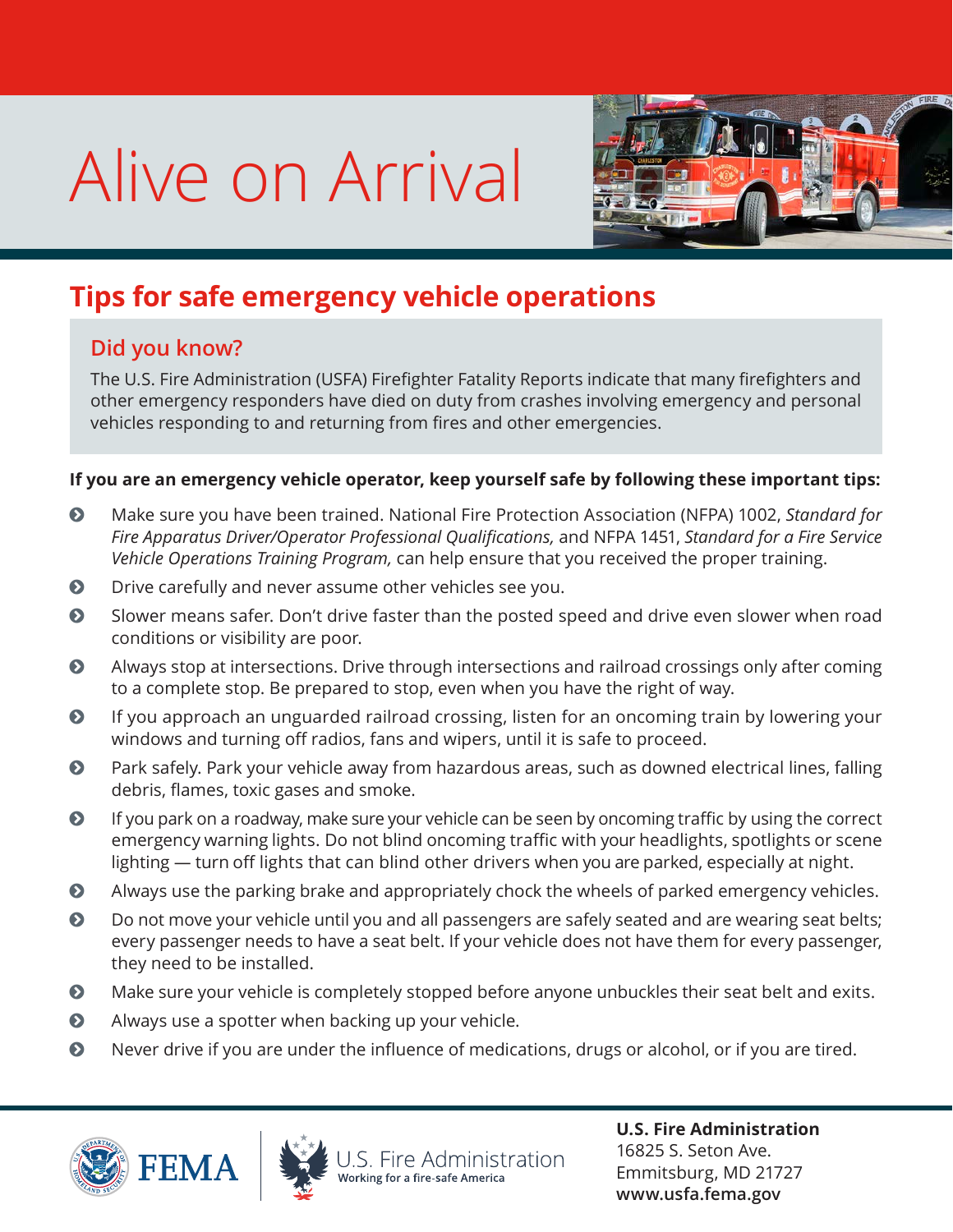# Alive on Arrival

## Tips for safe emergency vehicle operations

### Did you know?

The U.S. Fire Administration (USFA) Firefighter Fatality Reports indicate that many firefighters and other emergency responders have died on duty from crashes involving emergency and personal vehicles responding to and returning from fires and other emergencies.

**If you are an emergency vehicle operator, keep yourself safe by following these important tips:**

- Make sure you have been trained. National Fire Protection Association (NFPA) 1002, *Standard for Fire Apparatus Driver/Operator Professional Qualifications,* and NFPA 1451, *Standard for a Fire Service Vehicle Operations Training Program,* can help ensure that you received the proper training.
- Drive carefully and never assume other vehicles see you.
- Slower means safer. Don't drive faster than the posted speed and drive even slower when road conditions or visibility are poor.
- Always stop at intersections. Drive through intersections and railroad crossings only after coming to a complete stop. Be prepared to stop, even when you have the right of way.
- If you approach an unguarded railroad crossing, listen for an oncoming train by lowering your windows and turning off radios, fans and wipers, until it is safe to proceed.
- Park safely. Park your vehicle away from hazardous areas, such as downed electrical lines, falling debris, flames, toxic gases and smoke.
- If you park on a roadway, make sure your vehicle can be seen by oncoming traffic by using the correct emergency warning lights. Do not blind oncoming traffic with your headlights, spotlights or scene lighting — turn off lights that can blind other drivers when you are parked, especially at night.
- Always use the parking brake and appropriately chock the wheels of parked emergency vehicles.
- Do not move your vehicle until you and all passengers are safely seated and are wearing seat belts; every passenger needs to have a seat belt. If your vehicle does not have them for every passenger, they need to be installed.
- Make sure your vehicle is completely stopped before anyone unbuckles their seat belt and exits.
- Always use a spotter when backing up your vehicle.
- Never drive if you are under the influence of medications, drugs or alcohol, or if you are tired.

FEMA

U.S. Fire Administration
Working for a fire-safe America

**U.S. Fire Administration**
16825 S. Seton Ave.
Emmitsburg, MD 21727
**www.usfa.fema.gov**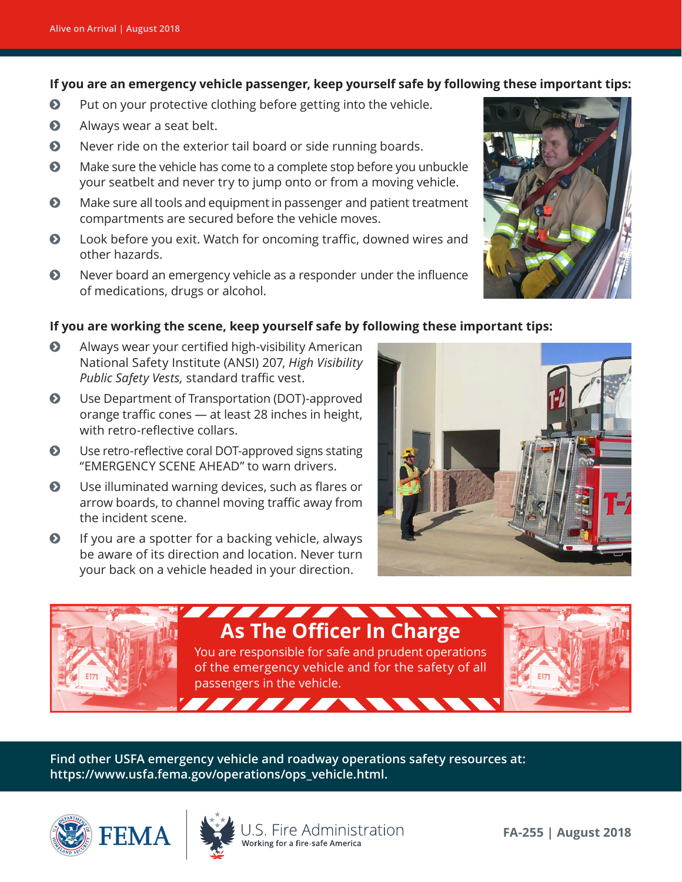**If you are an emergency vehicle passenger, keep yourself safe by following these important tips:**

- Put on your protective clothing before getting into the vehicle.
- Always wear a seat belt.
- Never ride on the exterior tail board or side running boards.
- Make sure the vehicle has come to a complete stop before you unbuckle your seatbelt and never try to jump onto or from a moving vehicle.
- Make sure all tools and equipment in passenger and patient treatment compartments are secured before the vehicle moves.
- Look before you exit. Watch for oncoming traffic, downed wires and other hazards.
- Never board an emergency vehicle as a responder under the influence of medications, drugs or alcohol.

**If you are working the scene, keep yourself safe by following these important tips:**

- Always wear your certified high-visibility American National Safety Institute (ANSI) 207, *High Visibility Public Safety Vests,* standard traffic vest.
- Use Department of Transportation (DOT)-approved orange traffic cones — at least 28 inches in height, with retro-reflective collars.
- Use retro-reflective coral DOT-approved signs stating "EMERGENCY SCENE AHEAD" to warn drivers.
- Use illuminated warning devices, such as flares or arrow boards, to channel moving traffic away from the incident scene.
- If you are a spotter for a backing vehicle, always be aware of its direction and location. Never turn your back on a vehicle headed in your direction.

## As The Officer In Charge

You are responsible for safe and prudent operations of the emergency vehicle and for the safety of all passengers in the vehicle.

**Find other USFA emergency vehicle and roadway operations safety resources at: https://www.usfa.fema.gov/operations/ops_vehicle.html.**

FEMA | U.S. Fire Administration — Working for a fire-safe America

FA-255 | August 2018